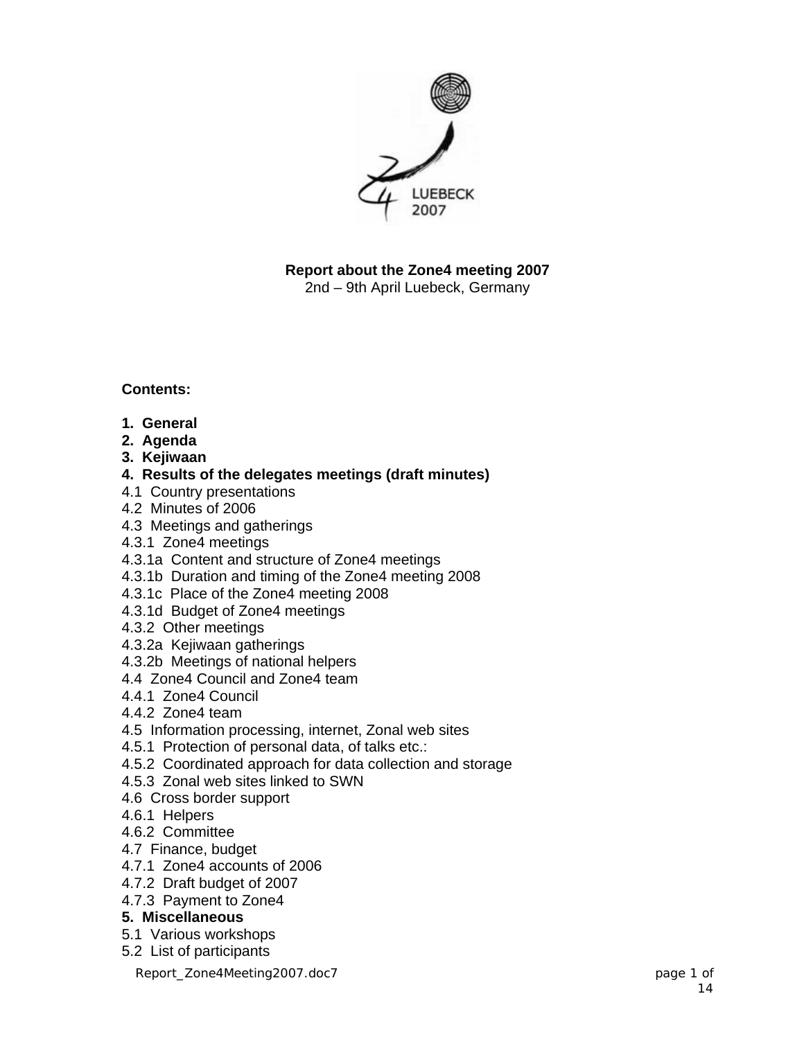**Report about the Zone4 meeting 2007**
2nd – 9th April Luebeck, Germany

**Contents:**

**1. General**
**2. Agenda**
**3. Kejiwaan**
**4. Results of the delegates meetings (draft minutes)**
4.1 Country presentations
4.2 Minutes of 2006
4.3 Meetings and gatherings
4.3.1 Zone4 meetings
4.3.1a Content and structure of Zone4 meetings
4.3.1b Duration and timing of the Zone4 meeting 2008
4.3.1c Place of the Zone4 meeting 2008
4.3.1d Budget of Zone4 meetings
4.3.2 Other meetings
4.3.2a Kejiwaan gatherings
4.3.2b Meetings of national helpers
4.4 Zone4 Council and Zone4 team
4.4.1 Zone4 Council
4.4.2 Zone4 team
4.5 Information processing, internet, Zonal web sites
4.5.1 Protection of personal data, of talks etc.:
4.5.2 Coordinated approach for data collection and storage
4.5.3 Zonal web sites linked to SWN
4.6 Cross border support
4.6.1 Helpers
4.6.2 Committee
4.7 Finance, budget
4.7.1 Zone4 accounts of 2006
4.7.2 Draft budget of 2007
4.7.3 Payment to Zone4
**5. Miscellaneous**
5.1 Various workshops
5.2 List of participants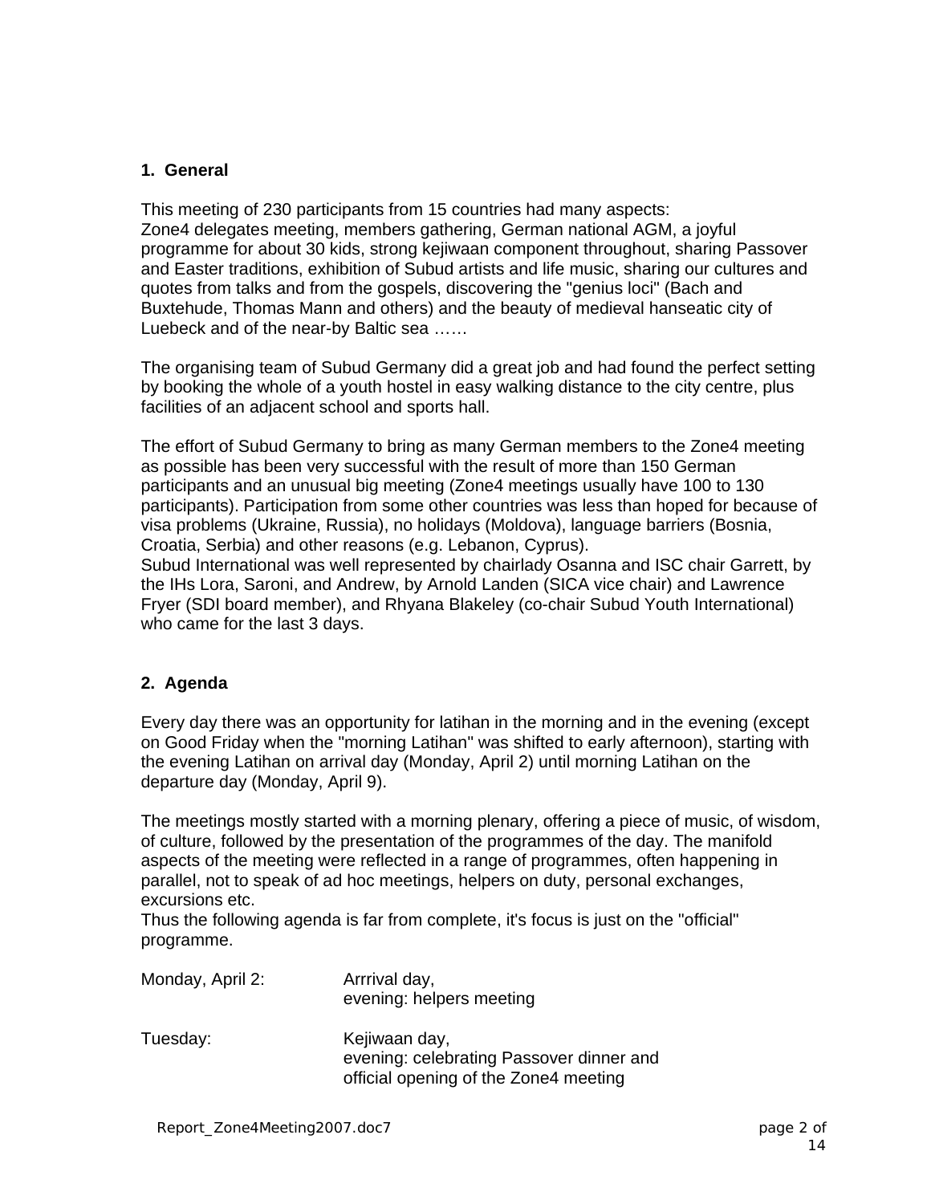## 1. General

This meeting of 230 participants from 15 countries had many aspects:
Zone4 delegates meeting, members gathering, German national AGM, a joyful programme for about 30 kids, strong kejiwaan component throughout, sharing Passover and Easter traditions, exhibition of Subud artists and life music, sharing our cultures and quotes from talks and from the gospels, discovering the "genius loci" (Bach and Buxtehude, Thomas Mann and others) and the beauty of medieval hanseatic city of Luebeck and of the near-by Baltic sea ……

The organising team of Subud Germany did a great job and had found the perfect setting by booking the whole of a youth hostel in easy walking distance to the city centre, plus facilities of an adjacent school and sports hall.

The effort of Subud Germany to bring as many German members to the Zone4 meeting as possible has been very successful with the result of more than 150 German participants and an unusual big meeting (Zone4 meetings usually have 100 to 130 participants). Participation from some other countries was less than hoped for because of visa problems (Ukraine, Russia), no holidays (Moldova), language barriers (Bosnia, Croatia, Serbia) and other reasons (e.g. Lebanon, Cyprus).
Subud International was well represented by chairlady Osanna and ISC chair Garrett, by the IHs Lora, Saroni, and Andrew, by Arnold Landen (SICA vice chair) and Lawrence Fryer (SDI board member), and Rhyana Blakeley (co-chair Subud Youth International) who came for the last 3 days.

## 2. Agenda

Every day there was an opportunity for latihan in the morning and in the evening (except on Good Friday when the "morning Latihan" was shifted to early afternoon), starting with the evening Latihan on arrival day (Monday, April 2) until morning Latihan on the departure day (Monday, April 9).

The meetings mostly started with a morning plenary, offering a piece of music, of wisdom, of culture, followed by the presentation of the programmes of the day. The manifold aspects of the meeting were reflected in a range of programmes, often happening in parallel, not to speak of ad hoc meetings, helpers on duty, personal exchanges, excursions etc.
Thus the following agenda is far from complete, it's focus is just on the "official" programme.

| | |
|---|---|
| Monday, April 2: | Arrrival day,<br>evening: helpers meeting |
| Tuesday: | Kejiwaan day,<br>evening: celebrating Passover dinner and official opening of the Zone4 meeting |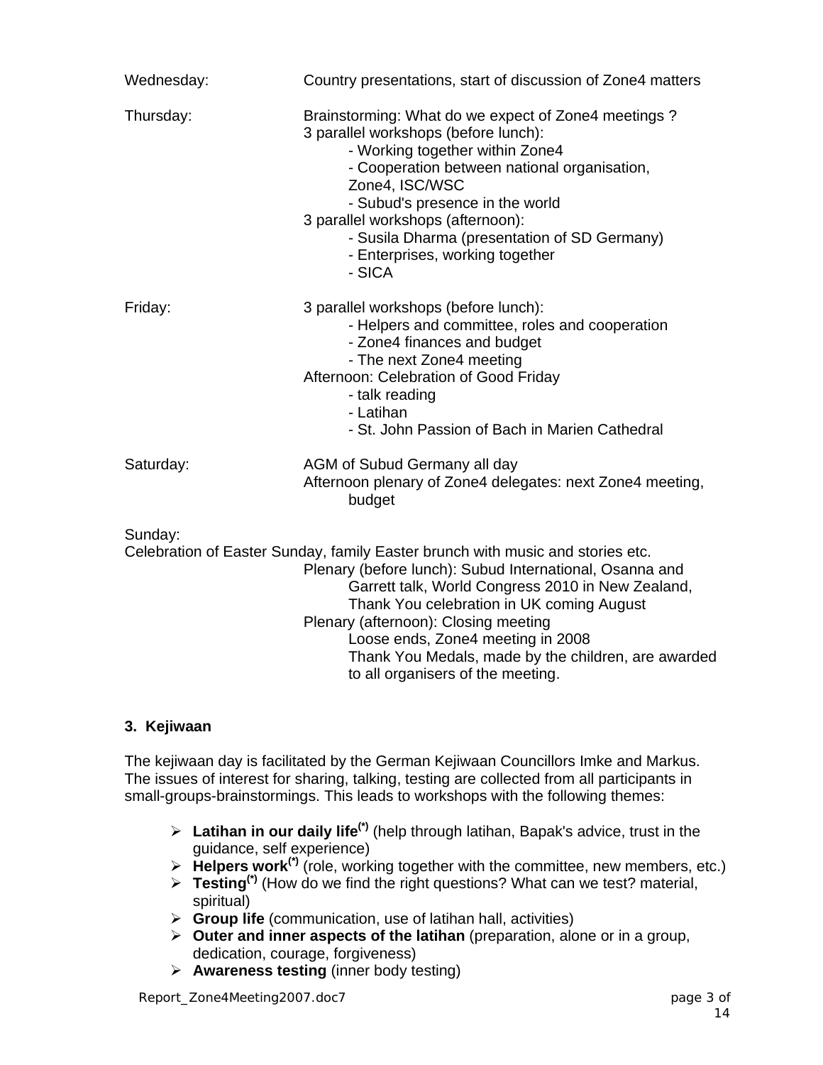Wednesday: Country presentations, start of discussion of Zone4 matters

Thursday: Brainstorming: What do we expect of Zone4 meetings ?
3 parallel workshops (before lunch):
- Working together within Zone4
- Cooperation between national organisation, Zone4, ISC/WSC
- Subud's presence in the world

3 parallel workshops (afternoon):
- Susila Dharma (presentation of SD Germany)
- Enterprises, working together
- SICA

Friday: 3 parallel workshops (before lunch):
- Helpers and committee, roles and cooperation
- Zone4 finances and budget
- The next Zone4 meeting

Afternoon: Celebration of Good Friday
- talk reading
- Latihan
- St. John Passion of Bach in Marien Cathedral

Saturday: AGM of Subud Germany all day
Afternoon plenary of Zone4 delegates: next Zone4 meeting, budget

Sunday:
Celebration of Easter Sunday, family Easter brunch with music and stories etc.
Plenary (before lunch): Subud International, Osanna and Garrett talk, World Congress 2010 in New Zealand, Thank You celebration in UK coming August
Plenary (afternoon): Closing meeting
Loose ends, Zone4 meeting in 2008
Thank You Medals, made by the children, are awarded to all organisers of the meeting.

### 3. Kejiwaan

The kejiwaan day is facilitated by the German Kejiwaan Councillors Imke and Markus. The issues of interest for sharing, talking, testing are collected from all participants in small-groups-brainstormings. This leads to workshops with the following themes:

- **Latihan in our daily life**(*) (help through latihan, Bapak's advice, trust in the guidance, self experience)
- **Helpers work**(*) (role, working together with the committee, new members, etc.)
- **Testing**(*) (How do we find the right questions? What can we test? material, spiritual)
- **Group life** (communication, use of latihan hall, activities)
- **Outer and inner aspects of the latihan** (preparation, alone or in a group, dedication, courage, forgiveness)
- **Awareness testing** (inner body testing)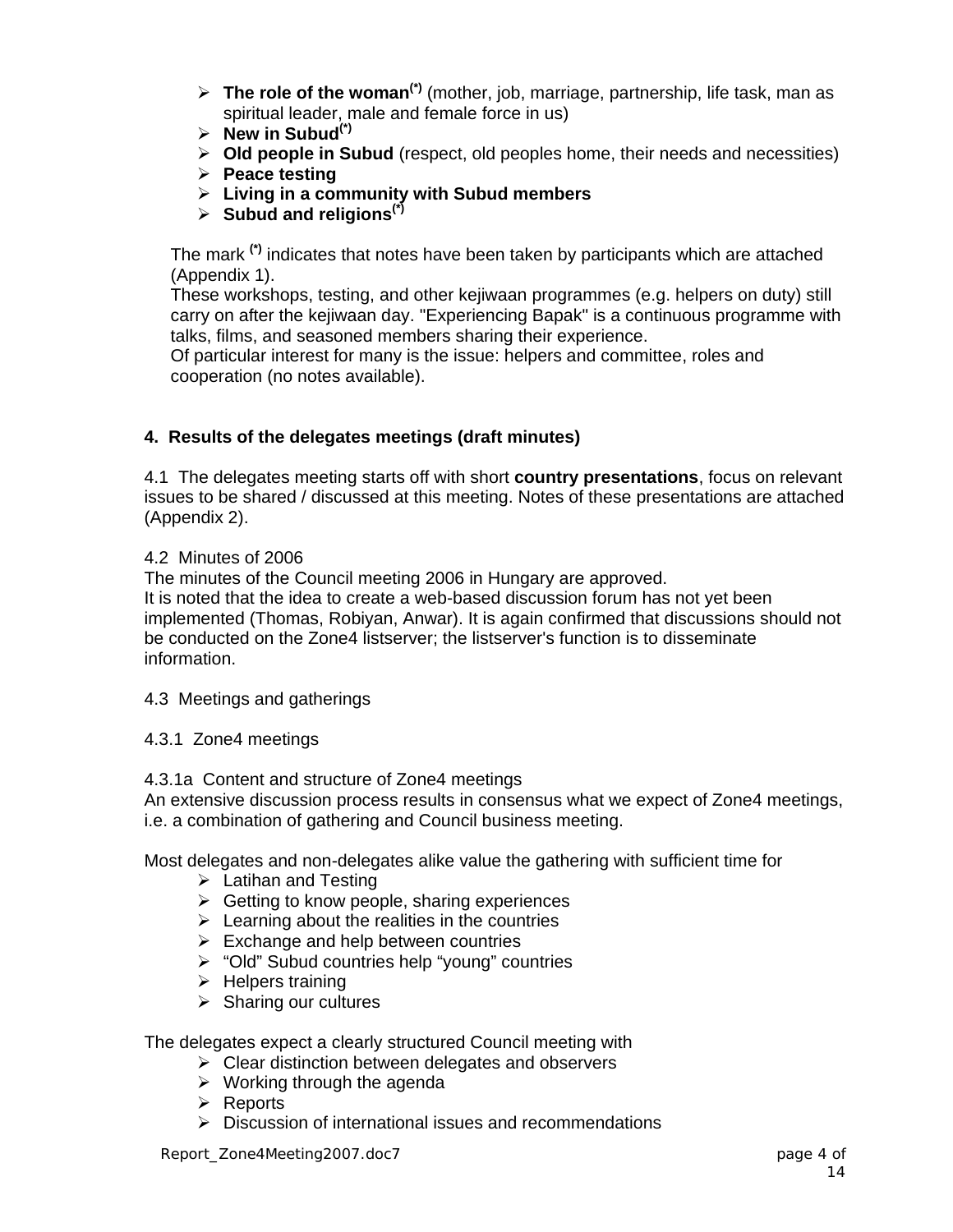- **The role of the woman**(*) (mother, job, marriage, partnership, life task, man as spiritual leader, male and female force in us)
- **New in Subud**(*)
- **Old people in Subud** (respect, old peoples home, their needs and necessities)
- **Peace testing**
- **Living in a community with Subud members**
- **Subud and religions**(*)

The mark (*) indicates that notes have been taken by participants which are attached (Appendix 1).
These workshops, testing, and other kejiwaan programmes (e.g. helpers on duty) still carry on after the kejiwaan day. "Experiencing Bapak" is a continuous programme with talks, films, and seasoned members sharing their experience.
Of particular interest for many is the issue: helpers and committee, roles and cooperation (no notes available).

## 4. Results of the delegates meetings (draft minutes)

4.1 The delegates meeting starts off with short **country presentations**, focus on relevant issues to be shared / discussed at this meeting. Notes of these presentations are attached (Appendix 2).

4.2 Minutes of 2006
The minutes of the Council meeting 2006 in Hungary are approved.
It is noted that the idea to create a web-based discussion forum has not yet been implemented (Thomas, Robiyan, Anwar). It is again confirmed that discussions should not be conducted on the Zone4 listserver; the listserver's function is to disseminate information.

4.3 Meetings and gatherings

4.3.1 Zone4 meetings

4.3.1a Content and structure of Zone4 meetings
An extensive discussion process results in consensus what we expect of Zone4 meetings, i.e. a combination of gathering and Council business meeting.

Most delegates and non-delegates alike value the gathering with sufficient time for

- Latihan and Testing
- Getting to know people, sharing experiences
- Learning about the realities in the countries
- Exchange and help between countries
- "Old" Subud countries help "young" countries
- Helpers training
- Sharing our cultures

The delegates expect a clearly structured Council meeting with

- Clear distinction between delegates and observers
- Working through the agenda
- Reports
- Discussion of international issues and recommendations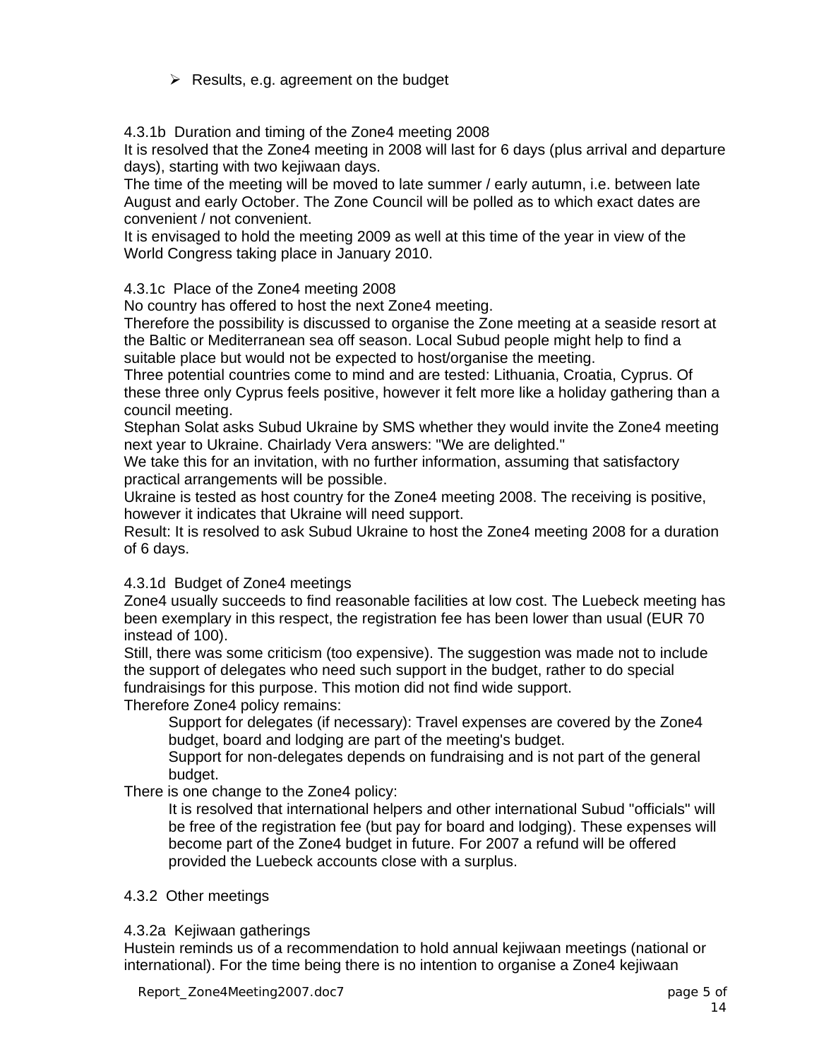- Results, e.g. agreement on the budget

4.3.1b Duration and timing of the Zone4 meeting 2008

It is resolved that the Zone4 meeting in 2008 will last for 6 days (plus arrival and departure days), starting with two kejiwaan days.

The time of the meeting will be moved to late summer / early autumn, i.e. between late August and early October. The Zone Council will be polled as to which exact dates are convenient / not convenient.

It is envisaged to hold the meeting 2009 as well at this time of the year in view of the World Congress taking place in January 2010.

4.3.1c Place of the Zone4 meeting 2008

No country has offered to host the next Zone4 meeting.

Therefore the possibility is discussed to organise the Zone meeting at a seaside resort at the Baltic or Mediterranean sea off season. Local Subud people might help to find a suitable place but would not be expected to host/organise the meeting.

Three potential countries come to mind and are tested: Lithuania, Croatia, Cyprus. Of these three only Cyprus feels positive, however it felt more like a holiday gathering than a council meeting.

Stephan Solat asks Subud Ukraine by SMS whether they would invite the Zone4 meeting next year to Ukraine. Chairlady Vera answers: "We are delighted."

We take this for an invitation, with no further information, assuming that satisfactory practical arrangements will be possible.

Ukraine is tested as host country for the Zone4 meeting 2008. The receiving is positive, however it indicates that Ukraine will need support.

Result: It is resolved to ask Subud Ukraine to host the Zone4 meeting 2008 for a duration of 6 days.

4.3.1d Budget of Zone4 meetings

Zone4 usually succeeds to find reasonable facilities at low cost. The Luebeck meeting has been exemplary in this respect, the registration fee has been lower than usual (EUR 70 instead of 100).

Still, there was some criticism (too expensive). The suggestion was made not to include the support of delegates who need such support in the budget, rather to do special fundraisings for this purpose. This motion did not find wide support.

Therefore Zone4 policy remains:

> Support for delegates (if necessary): Travel expenses are covered by the Zone4 budget, board and lodging are part of the meeting's budget.
>
> Support for non-delegates depends on fundraising and is not part of the general budget.

There is one change to the Zone4 policy:

> It is resolved that international helpers and other international Subud "officials" will be free of the registration fee (but pay for board and lodging). These expenses will become part of the Zone4 budget in future. For 2007 a refund will be offered provided the Luebeck accounts close with a surplus.

4.3.2 Other meetings

4.3.2a Kejiwaan gatherings

Hustein reminds us of a recommendation to hold annual kejiwaan meetings (national or international). For the time being there is no intention to organise a Zone4 kejiwaan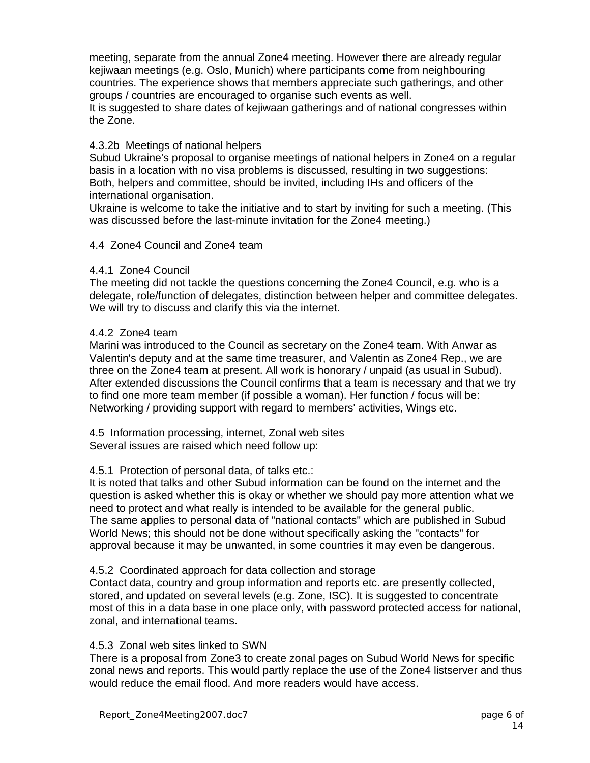meeting, separate from the annual Zone4 meeting. However there are already regular kejiwaan meetings (e.g. Oslo, Munich) where participants come from neighbouring countries. The experience shows that members appreciate such gatherings, and other groups / countries are encouraged to organise such events as well.
It is suggested to share dates of kejiwaan gatherings and of national congresses within the Zone.

#### 4.3.2b Meetings of national helpers

Subud Ukraine's proposal to organise meetings of national helpers in Zone4 on a regular basis in a location with no visa problems is discussed, resulting in two suggestions:
Both, helpers and committee, should be invited, including IHs and officers of the international organisation.
Ukraine is welcome to take the initiative and to start by inviting for such a meeting. (This was discussed before the last-minute invitation for the Zone4 meeting.)

### 4.4 Zone4 Council and Zone4 team

#### 4.4.1 Zone4 Council

The meeting did not tackle the questions concerning the Zone4 Council, e.g. who is a delegate, role/function of delegates, distinction between helper and committee delegates. We will try to discuss and clarify this via the internet.

#### 4.4.2 Zone4 team

Marini was introduced to the Council as secretary on the Zone4 team. With Anwar as Valentin's deputy and at the same time treasurer, and Valentin as Zone4 Rep., we are three on the Zone4 team at present. All work is honorary / unpaid (as usual in Subud). After extended discussions the Council confirms that a team is necessary and that we try to find one more team member (if possible a woman). Her function / focus will be: Networking / providing support with regard to members' activities, Wings etc.

### 4.5 Information processing, internet, Zonal web sites

Several issues are raised which need follow up:

#### 4.5.1 Protection of personal data, of talks etc.:

It is noted that talks and other Subud information can be found on the internet and the question is asked whether this is okay or whether we should pay more attention what we need to protect and what really is intended to be available for the general public.
The same applies to personal data of "national contacts" which are published in Subud World News; this should not be done without specifically asking the "contacts" for approval because it may be unwanted, in some countries it may even be dangerous.

#### 4.5.2 Coordinated approach for data collection and storage

Contact data, country and group information and reports etc. are presently collected, stored, and updated on several levels (e.g. Zone, ISC). It is suggested to concentrate most of this in a data base in one place only, with password protected access for national, zonal, and international teams.

#### 4.5.3 Zonal web sites linked to SWN

There is a proposal from Zone3 to create zonal pages on Subud World News for specific zonal news and reports. This would partly replace the use of the Zone4 listserver and thus would reduce the email flood. And more readers would have access.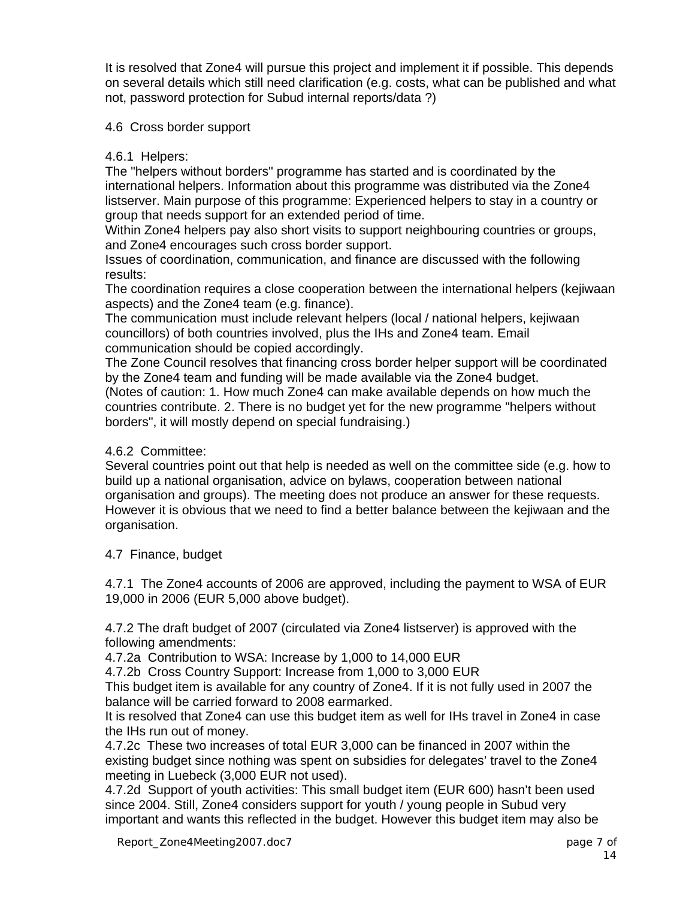It is resolved that Zone4 will pursue this project and implement it if possible. This depends on several details which still need clarification (e.g. costs, what can be published and what not, password protection for Subud internal reports/data ?)

4.6 Cross border support

4.6.1 Helpers:
The "helpers without borders" programme has started and is coordinated by the international helpers. Information about this programme was distributed via the Zone4 listserver. Main purpose of this programme: Experienced helpers to stay in a country or group that needs support for an extended period of time.
Within Zone4 helpers pay also short visits to support neighbouring countries or groups, and Zone4 encourages such cross border support.
Issues of coordination, communication, and finance are discussed with the following results:
The coordination requires a close cooperation between the international helpers (kejiwaan aspects) and the Zone4 team (e.g. finance).
The communication must include relevant helpers (local / national helpers, kejiwaan councillors) of both countries involved, plus the IHs and Zone4 team. Email communication should be copied accordingly.
The Zone Council resolves that financing cross border helper support will be coordinated by the Zone4 team and funding will be made available via the Zone4 budget.
(Notes of caution: 1. How much Zone4 can make available depends on how much the countries contribute. 2. There is no budget yet for the new programme "helpers without borders", it will mostly depend on special fundraising.)

4.6.2 Committee:
Several countries point out that help is needed as well on the committee side (e.g. how to build up a national organisation, advice on bylaws, cooperation between national organisation and groups). The meeting does not produce an answer for these requests. However it is obvious that we need to find a better balance between the kejiwaan and the organisation.

4.7 Finance, budget

4.7.1 The Zone4 accounts of 2006 are approved, including the payment to WSA of EUR 19,000 in 2006 (EUR 5,000 above budget).

4.7.2 The draft budget of 2007 (circulated via Zone4 listserver) is approved with the following amendments:
4.7.2a Contribution to WSA: Increase by 1,000 to 14,000 EUR
4.7.2b Cross Country Support: Increase from 1,000 to 3,000 EUR
This budget item is available for any country of Zone4. If it is not fully used in 2007 the balance will be carried forward to 2008 earmarked.
It is resolved that Zone4 can use this budget item as well for IHs travel in Zone4 in case the IHs run out of money.
4.7.2c These two increases of total EUR 3,000 can be financed in 2007 within the existing budget since nothing was spent on subsidies for delegates' travel to the Zone4 meeting in Luebeck (3,000 EUR not used).
4.7.2d Support of youth activities: This small budget item (EUR 600) hasn't been used since 2004. Still, Zone4 considers support for youth / young people in Subud very important and wants this reflected in the budget. However this budget item may also be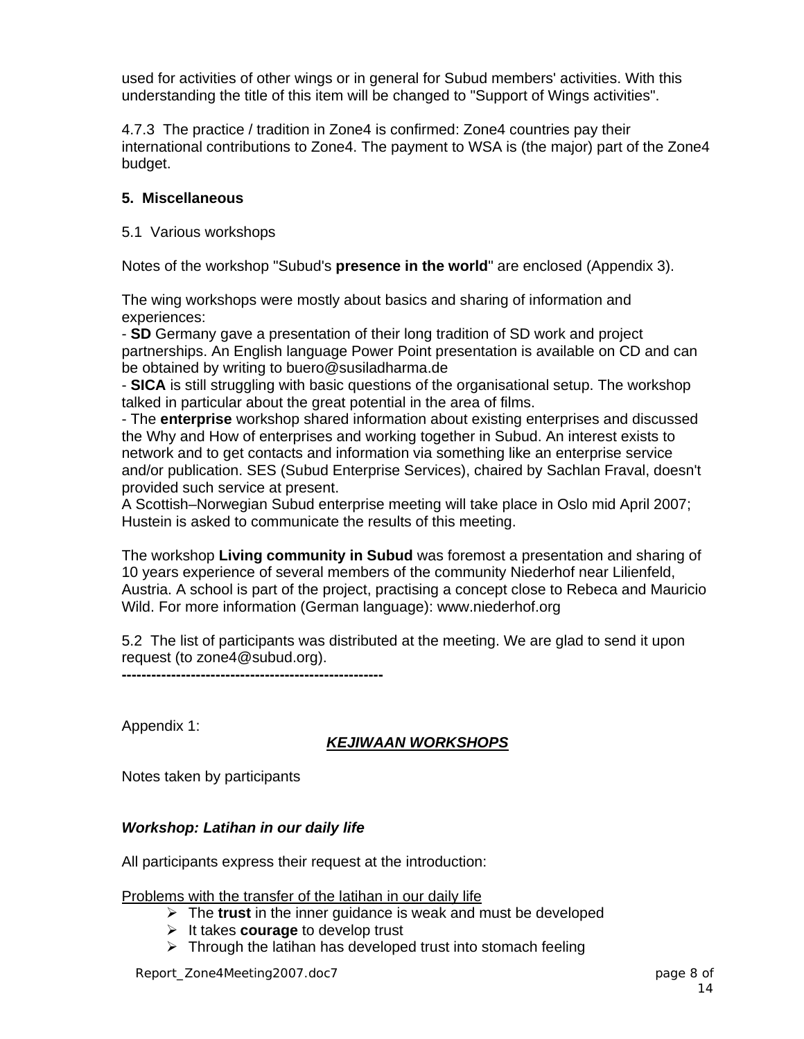used for activities of other wings or in general for Subud members' activities. With this understanding the title of this item will be changed to "Support of Wings activities".

4.7.3 The practice / tradition in Zone4 is confirmed: Zone4 countries pay their international contributions to Zone4. The payment to WSA is (the major) part of the Zone4 budget.

**5. Miscellaneous**

5.1 Various workshops

Notes of the workshop "Subud's **presence in the world**" are enclosed (Appendix 3).

The wing workshops were mostly about basics and sharing of information and experiences:
- **SD** Germany gave a presentation of their long tradition of SD work and project partnerships. An English language Power Point presentation is available on CD and can be obtained by writing to buero@susiladharma.de
- **SICA** is still struggling with basic questions of the organisational setup. The workshop talked in particular about the great potential in the area of films.
- The **enterprise** workshop shared information about existing enterprises and discussed the Why and How of enterprises and working together in Subud. An interest exists to network and to get contacts and information via something like an enterprise service and/or publication. SES (Subud Enterprise Services), chaired by Sachlan Fraval, doesn't provided such service at present.
A Scottish–Norwegian Subud enterprise meeting will take place in Oslo mid April 2007; Hustein is asked to communicate the results of this meeting.

The workshop **Living community in Subud** was foremost a presentation and sharing of 10 years experience of several members of the community Niederhof near Lilienfeld, Austria. A school is part of the project, practising a concept close to Rebeca and Mauricio Wild. For more information (German language): www.niederhof.org

5.2 The list of participants was distributed at the meeting. We are glad to send it upon request (to zone4@subud.org).
**-----------------------------------------------------**

Appendix 1:

***KEJIWAAN WORKSHOPS***

Notes taken by participants

***Workshop: Latihan in our daily life***

All participants express their request at the introduction:

Problems with the transfer of the latihan in our daily life

- The **trust** in the inner guidance is weak and must be developed
- It takes **courage** to develop trust
- Through the latihan has developed trust into stomach feeling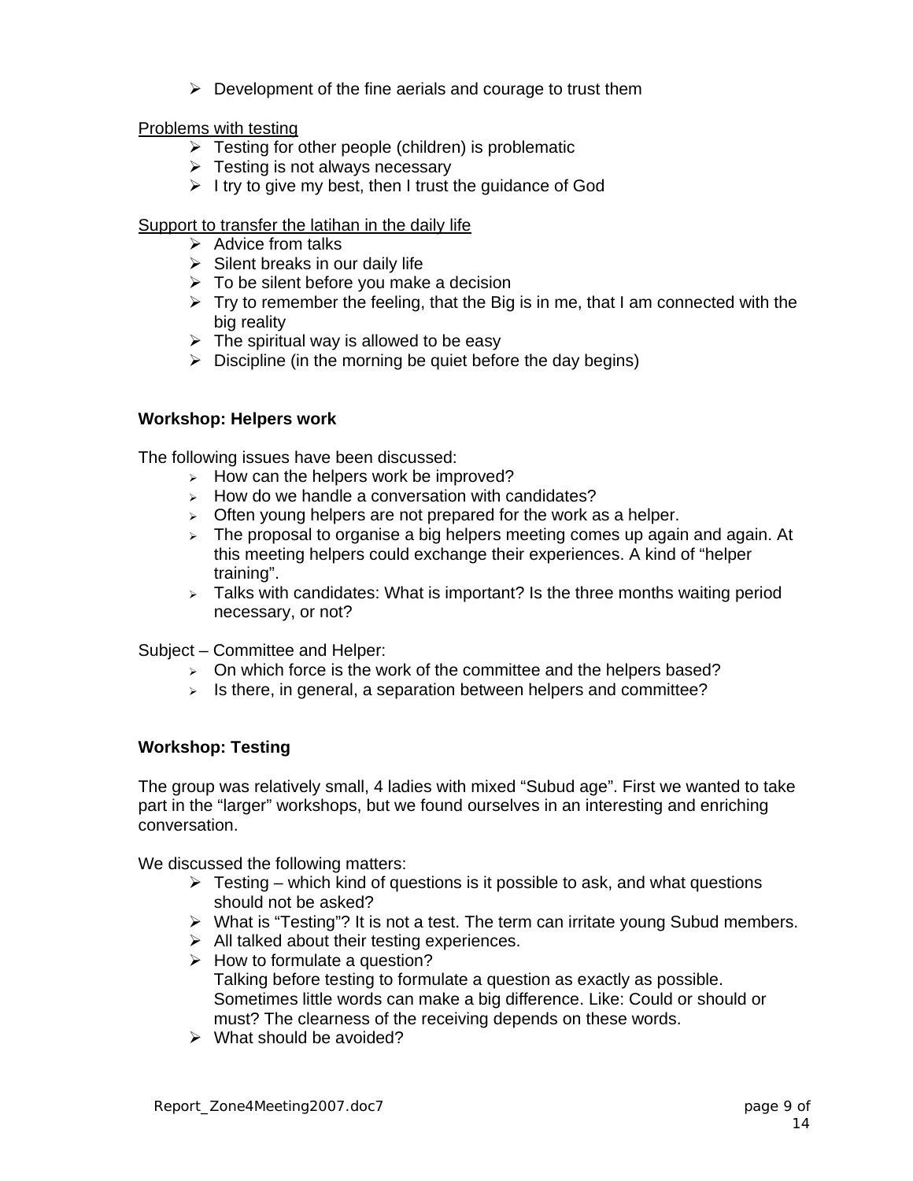- Development of the fine aerials and courage to trust them

Problems with testing

- Testing for other people (children) is problematic
- Testing is not always necessary
- I try to give my best, then I trust the guidance of God

Support to transfer the latihan in the daily life

- Advice from talks
- Silent breaks in our daily life
- To be silent before you make a decision
- Try to remember the feeling, that the Big is in me, that I am connected with the big reality
- The spiritual way is allowed to be easy
- Discipline (in the morning be quiet before the day begins)

**Workshop: Helpers work**

The following issues have been discussed:

- How can the helpers work be improved?
- How do we handle a conversation with candidates?
- Often young helpers are not prepared for the work as a helper.
- The proposal to organise a big helpers meeting comes up again and again. At this meeting helpers could exchange their experiences. A kind of "helper training".
- Talks with candidates: What is important? Is the three months waiting period necessary, or not?

Subject – Committee and Helper:

- On which force is the work of the committee and the helpers based?
- Is there, in general, a separation between helpers and committee?

**Workshop: Testing**

The group was relatively small, 4 ladies with mixed "Subud age". First we wanted to take part in the "larger" workshops, but we found ourselves in an interesting and enriching conversation.

We discussed the following matters:

- Testing – which kind of questions is it possible to ask, and what questions should not be asked?
- What is "Testing"? It is not a test. The term can irritate young Subud members.
- All talked about their testing experiences.
- How to formulate a question?
  Talking before testing to formulate a question as exactly as possible. Sometimes little words can make a big difference. Like: Could or should or must? The clearness of the receiving depends on these words.
- What should be avoided?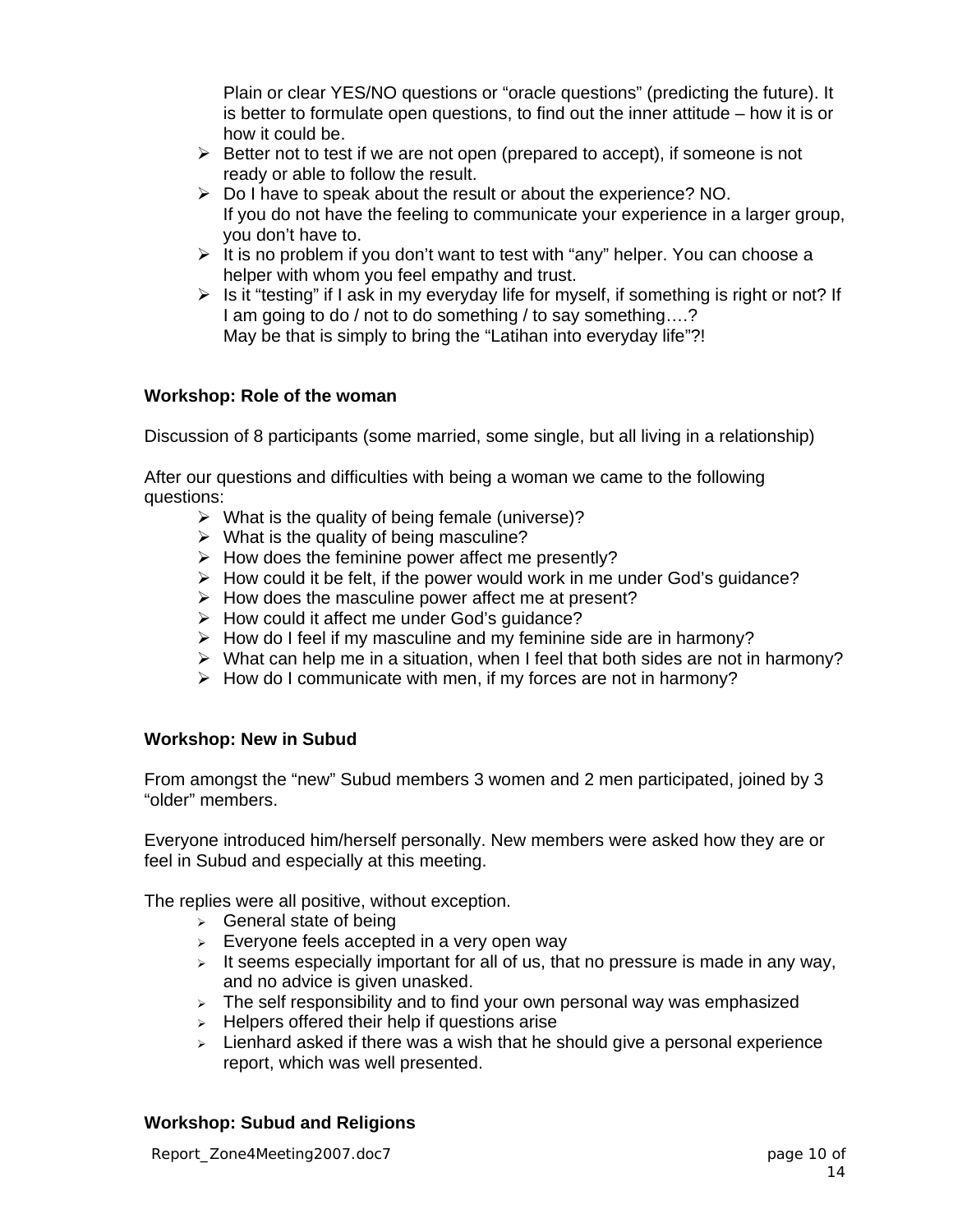Plain or clear YES/NO questions or “oracle questions” (predicting the future). It is better to formulate open questions, to find out the inner attitude – how it is or how it could be.

- Better not to test if we are not open (prepared to accept), if someone is not ready or able to follow the result.
- Do I have to speak about the result or about the experience? NO.
  If you do not have the feeling to communicate your experience in a larger group, you don’t have to.
- It is no problem if you don’t want to test with “any” helper. You can choose a helper with whom you feel empathy and trust.
- Is it “testing” if I ask in my everyday life for myself, if something is right or not? If I am going to do / not to do something / to say something….?
  May be that is simply to bring the “Latihan into everyday life”?!

**Workshop: Role of the woman**

Discussion of 8 participants (some married, some single, but all living in a relationship)

After our questions and difficulties with being a woman we came to the following questions:

- What is the quality of being female (universe)?
- What is the quality of being masculine?
- How does the feminine power affect me presently?
- How could it be felt, if the power would work in me under God’s guidance?
- How does the masculine power affect me at present?
- How could it affect me under God’s guidance?
- How do I feel if my masculine and my feminine side are in harmony?
- What can help me in a situation, when I feel that both sides are not in harmony?
- How do I communicate with men, if my forces are not in harmony?

**Workshop: New in Subud**

From amongst the “new” Subud members 3 women and 2 men participated, joined by 3 “older” members.

Everyone introduced him/herself personally. New members were asked how they are or feel in Subud and especially at this meeting.

The replies were all positive, without exception.

- General state of being
- Everyone feels accepted in a very open way
- It seems especially important for all of us, that no pressure is made in any way, and no advice is given unasked.
- The self responsibility and to find your own personal way was emphasized
- Helpers offered their help if questions arise
- Lienhard asked if there was a wish that he should give a personal experience report, which was well presented.

**Workshop: Subud and Religions**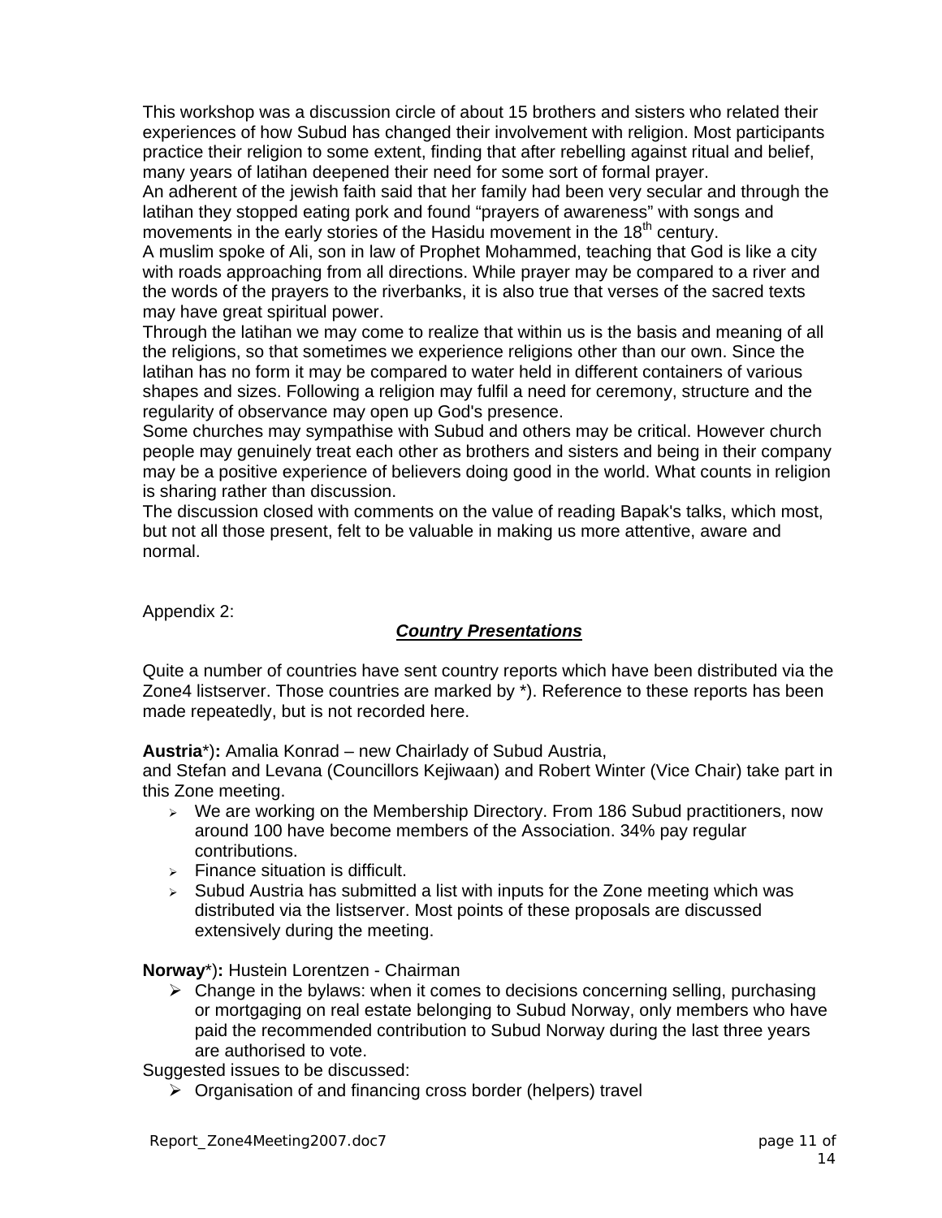This workshop was a discussion circle of about 15 brothers and sisters who related their experiences of how Subud has changed their involvement with religion. Most participants practice their religion to some extent, finding that after rebelling against ritual and belief, many years of latihan deepened their need for some sort of formal prayer.

An adherent of the jewish faith said that her family had been very secular and through the latihan they stopped eating pork and found "prayers of awareness" with songs and movements in the early stories of the Hasidu movement in the 18th century.

A muslim spoke of Ali, son in law of Prophet Mohammed, teaching that God is like a city with roads approaching from all directions. While prayer may be compared to a river and the words of the prayers to the riverbanks, it is also true that verses of the sacred texts may have great spiritual power.

Through the latihan we may come to realize that within us is the basis and meaning of all the religions, so that sometimes we experience religions other than our own. Since the latihan has no form it may be compared to water held in different containers of various shapes and sizes. Following a religion may fulfil a need for ceremony, structure and the regularity of observance may open up God's presence.

Some churches may sympathise with Subud and others may be critical. However church people may genuinely treat each other as brothers and sisters and being in their company may be a positive experience of believers doing good in the world. What counts in religion is sharing rather than discussion.

The discussion closed with comments on the value of reading Bapak's talks, which most, but not all those present, felt to be valuable in making us more attentive, aware and normal.

Appendix 2:

## ***Country Presentations***

Quite a number of countries have sent country reports which have been distributed via the Zone4 listserver. Those countries are marked by *). Reference to these reports has been made repeatedly, but is not recorded here.

**Austria***)**:** Amalia Konrad – new Chairlady of Subud Austria,
and Stefan and Levana (Councillors Kejiwaan) and Robert Winter (Vice Chair) take part in this Zone meeting.

- We are working on the Membership Directory. From 186 Subud practitioners, now around 100 have become members of the Association. 34% pay regular contributions.
- Finance situation is difficult.
- Subud Austria has submitted a list with inputs for the Zone meeting which was distributed via the listserver. Most points of these proposals are discussed extensively during the meeting.

**Norway***)**:** Hustein Lorentzen - Chairman

- Change in the bylaws: when it comes to decisions concerning selling, purchasing or mortgaging on real estate belonging to Subud Norway, only members who have paid the recommended contribution to Subud Norway during the last three years are authorised to vote.

Suggested issues to be discussed:

- Organisation of and financing cross border (helpers) travel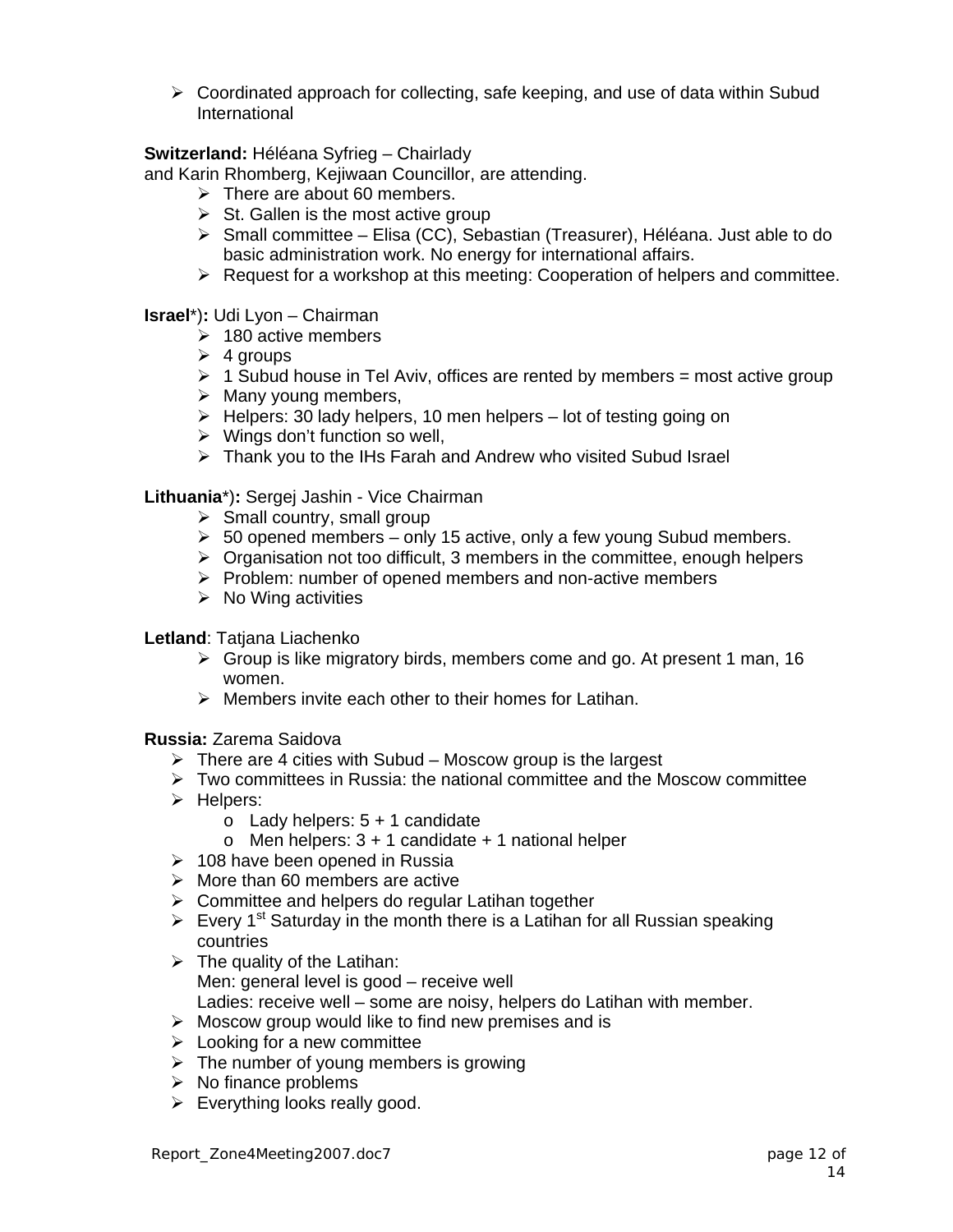- Coordinated approach for collecting, safe keeping, and use of data within Subud International

**Switzerland:** Héléana Syfrieg – Chairlady
and Karin Rhomberg, Kejiwaan Councillor, are attending.

- There are about 60 members.
- St. Gallen is the most active group
- Small committee – Elisa (CC), Sebastian (Treasurer), Héléana. Just able to do basic administration work. No energy for international affairs.
- Request for a workshop at this meeting: Cooperation of helpers and committee.

**Israel**\*)**:** Udi Lyon – Chairman

- 180 active members
- 4 groups
- 1 Subud house in Tel Aviv, offices are rented by members = most active group
- Many young members,
- Helpers: 30 lady helpers, 10 men helpers – lot of testing going on
- Wings don't function so well,
- Thank you to the IHs Farah and Andrew who visited Subud Israel

**Lithuania**\*)**:** Sergej Jashin - Vice Chairman

- Small country, small group
- 50 opened members – only 15 active, only a few young Subud members.
- Organisation not too difficult, 3 members in the committee, enough helpers
- Problem: number of opened members and non-active members
- No Wing activities

**Letland**: Tatjana Liachenko

- Group is like migratory birds, members come and go. At present 1 man, 16 women.
- Members invite each other to their homes for Latihan.

**Russia:** Zarema Saidova

- There are 4 cities with Subud – Moscow group is the largest
- Two committees in Russia: the national committee and the Moscow committee
- Helpers:
  - Lady helpers: 5 + 1 candidate
  - Men helpers: 3 + 1 candidate + 1 national helper
- 108 have been opened in Russia
- More than 60 members are active
- Committee and helpers do regular Latihan together
- Every 1st Saturday in the month there is a Latihan for all Russian speaking countries
- The quality of the Latihan:
  Men: general level is good – receive well
  Ladies: receive well – some are noisy, helpers do Latihan with member.
- Moscow group would like to find new premises and is
- Looking for a new committee
- The number of young members is growing
- No finance problems
- Everything looks really good.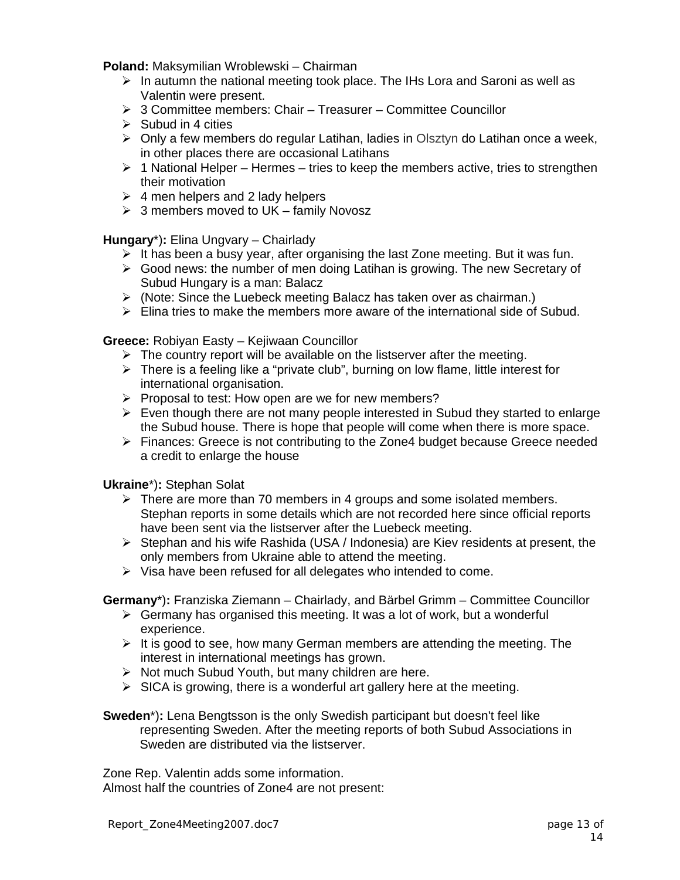**Poland:** Maksymilian Wroblewski – Chairman

- In autumn the national meeting took place. The IHs Lora and Saroni as well as Valentin were present.
- 3 Committee members: Chair – Treasurer – Committee Councillor
- Subud in 4 cities
- Only a few members do regular Latihan, ladies in Olsztyn do Latihan once a week, in other places there are occasional Latihans
- 1 National Helper – Hermes – tries to keep the members active, tries to strengthen their motivation
- 4 men helpers and 2 lady helpers
- 3 members moved to UK – family Novosz

**Hungary**\*)**:** Elina Ungvary – Chairlady

- It has been a busy year, after organising the last Zone meeting. But it was fun.
- Good news: the number of men doing Latihan is growing. The new Secretary of Subud Hungary is a man: Balacz
- (Note: Since the Luebeck meeting Balacz has taken over as chairman.)
- Elina tries to make the members more aware of the international side of Subud.

**Greece:** Robiyan Easty – Kejiwaan Councillor

- The country report will be available on the listserver after the meeting.
- There is a feeling like a "private club", burning on low flame, little interest for international organisation.
- Proposal to test: How open are we for new members?
- Even though there are not many people interested in Subud they started to enlarge the Subud house. There is hope that people will come when there is more space.
- Finances: Greece is not contributing to the Zone4 budget because Greece needed a credit to enlarge the house

**Ukraine**\*)**:** Stephan Solat

- There are more than 70 members in 4 groups and some isolated members. Stephan reports in some details which are not recorded here since official reports have been sent via the listserver after the Luebeck meeting.
- Stephan and his wife Rashida (USA / Indonesia) are Kiev residents at present, the only members from Ukraine able to attend the meeting.
- Visa have been refused for all delegates who intended to come.

**Germany**\*)**:** Franziska Ziemann – Chairlady, and Bärbel Grimm – Committee Councillor

- Germany has organised this meeting. It was a lot of work, but a wonderful experience.
- It is good to see, how many German members are attending the meeting. The interest in international meetings has grown.
- Not much Subud Youth, but many children are here.
- SICA is growing, there is a wonderful art gallery here at the meeting.

**Sweden**\*)**:** Lena Bengtsson is the only Swedish participant but doesn't feel like representing Sweden. After the meeting reports of both Subud Associations in Sweden are distributed via the listserver.

Zone Rep. Valentin adds some information.
Almost half the countries of Zone4 are not present: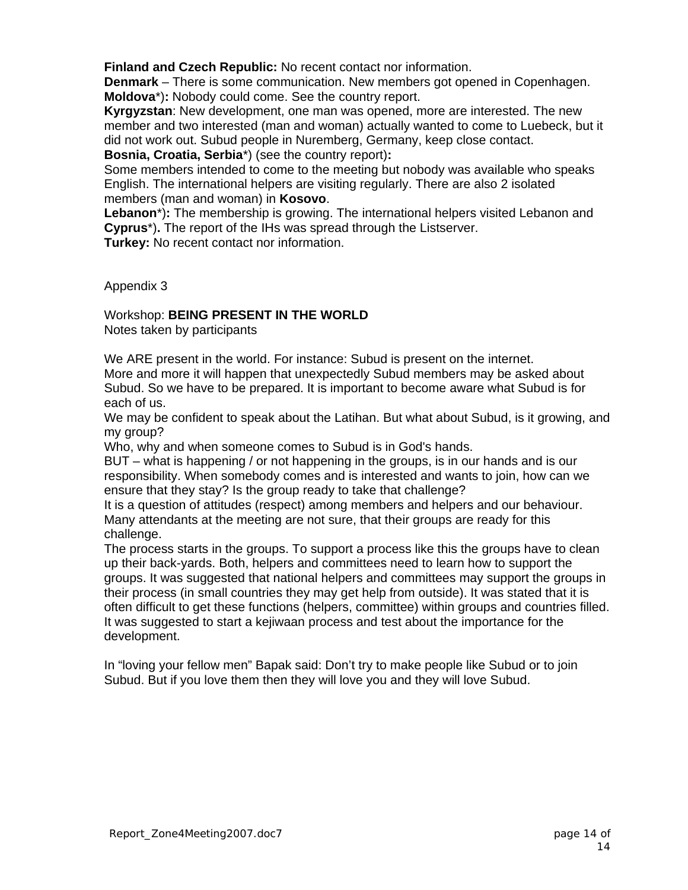**Finland and Czech Republic:** No recent contact nor information.
**Denmark** – There is some communication. New members got opened in Copenhagen.
**Moldova***)**:** Nobody could come. See the country report.
**Kyrgyzstan**: New development, one man was opened, more are interested. The new member and two interested (man and woman) actually wanted to come to Luebeck, but it did not work out. Subud people in Nuremberg, Germany, keep close contact.
**Bosnia, Croatia, Serbia***) (see the country report)**:**
Some members intended to come to the meeting but nobody was available who speaks English. The international helpers are visiting regularly. There are also 2 isolated members (man and woman) in **Kosovo**.
**Lebanon***)**:** The membership is growing. The international helpers visited Lebanon and **Cyprus***)**.** The report of the IHs was spread through the Listserver.
**Turkey:** No recent contact nor information.

Appendix 3

Workshop: **BEING PRESENT IN THE WORLD**
Notes taken by participants

We ARE present in the world. For instance: Subud is present on the internet.
More and more it will happen that unexpectedly Subud members may be asked about Subud. So we have to be prepared. It is important to become aware what Subud is for each of us.
We may be confident to speak about the Latihan. But what about Subud, is it growing, and my group?
Who, why and when someone comes to Subud is in God's hands.
BUT – what is happening / or not happening in the groups, is in our hands and is our responsibility. When somebody comes and is interested and wants to join, how can we ensure that they stay? Is the group ready to take that challenge?
It is a question of attitudes (respect) among members and helpers and our behaviour. Many attendants at the meeting are not sure, that their groups are ready for this challenge.
The process starts in the groups. To support a process like this the groups have to clean up their back-yards. Both, helpers and committees need to learn how to support the groups. It was suggested that national helpers and committees may support the groups in their process (in small countries they may get help from outside). It was stated that it is often difficult to get these functions (helpers, committee) within groups and countries filled. It was suggested to start a kejiwaan process and test about the importance for the development.

In "loving your fellow men" Bapak said: Don't try to make people like Subud or to join Subud. But if you love them then they will love you and they will love Subud.